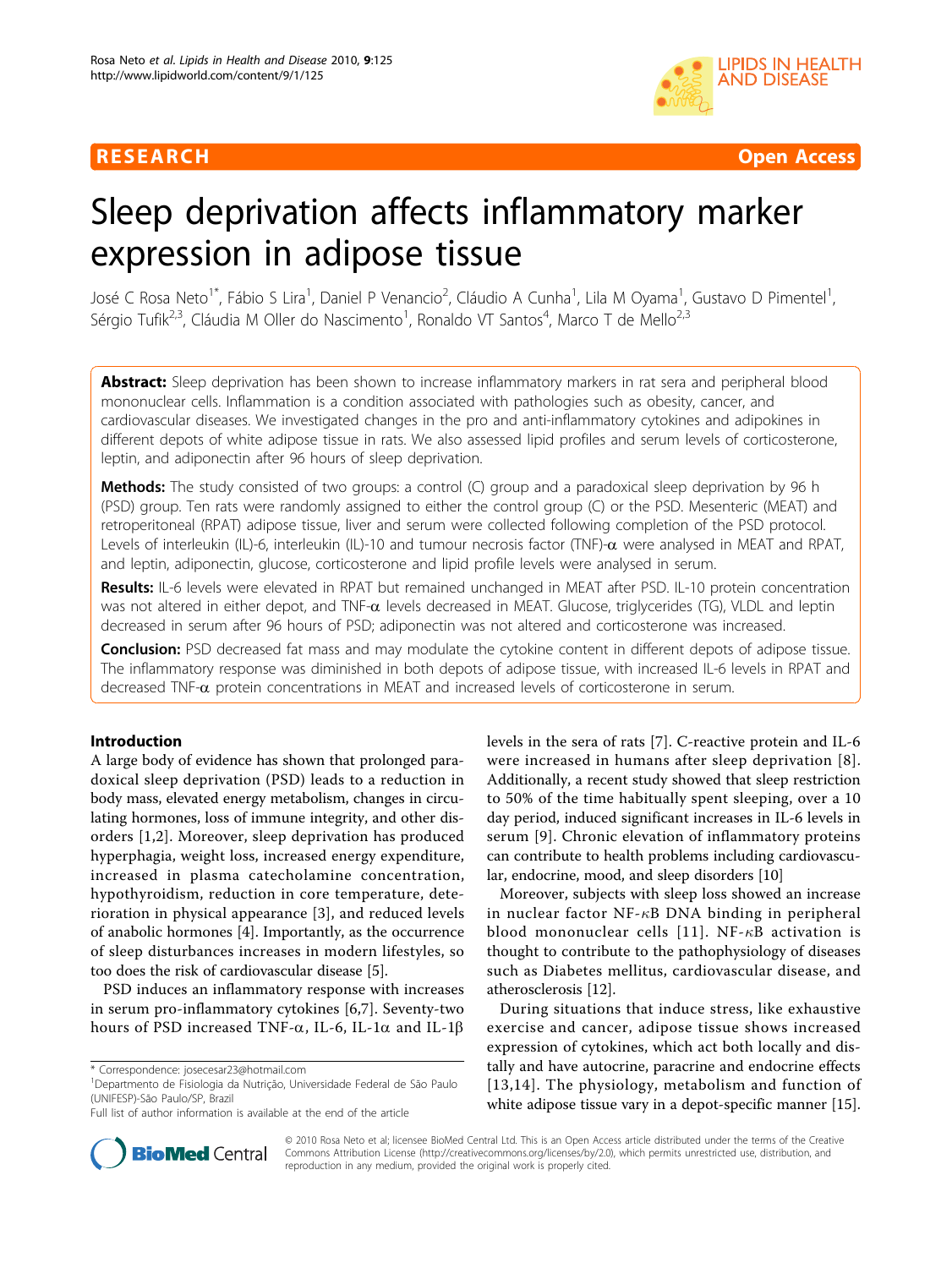RESEARCH Open Access

# Sleep deprivation affects inflammatory marker expression in adipose tissue

José C Rosa Neto[1*], Fábio S Lira[1], Daniel P Venancio[2], Cláudio A Cunha[1], Lila M Oyama[1], Gustavo D Pimentel[1], Sérgio Tufik[2,3], Cláudia M Oller do Nascimento[1], Ronaldo VT Santos[4], Marco T de Mello[2,3]

**Abstract:** Sleep deprivation has been shown to increase inflammatory markers in rat sera and peripheral blood mononuclear cells. Inflammation is a condition associated with pathologies such as obesity, cancer, and cardiovascular diseases. We investigated changes in the pro and anti-inflammatory cytokines and adipokines in different depots of white adipose tissue in rats. We also assessed lipid profiles and serum levels of corticosterone, leptin, and adiponectin after 96 hours of sleep deprivation.

**Methods:** The study consisted of two groups: a control (C) group and a paradoxical sleep deprivation by 96 h (PSD) group. Ten rats were randomly assigned to either the control group (C) or the PSD. Mesenteric (MEAT) and retroperitoneal (RPAT) adipose tissue, liver and serum were collected following completion of the PSD protocol. Levels of interleukin (IL)-6, interleukin (IL)-10 and tumour necrosis factor (TNF)-α were analysed in MEAT and RPAT, and leptin, adiponectin, glucose, corticosterone and lipid profile levels were analysed in serum.

**Results:** IL-6 levels were elevated in RPAT but remained unchanged in MEAT after PSD. IL-10 protein concentration was not altered in either depot, and TNF-α levels decreased in MEAT. Glucose, triglycerides (TG), VLDL and leptin decreased in serum after 96 hours of PSD; adiponectin was not altered and corticosterone was increased.

**Conclusion:** PSD decreased fat mass and may modulate the cytokine content in different depots of adipose tissue. The inflammatory response was diminished in both depots of adipose tissue, with increased IL-6 levels in RPAT and decreased TNF-α protein concentrations in MEAT and increased levels of corticosterone in serum.

## Introduction

A large body of evidence has shown that prolonged paradoxical sleep deprivation (PSD) leads to a reduction in body mass, elevated energy metabolism, changes in circulating hormones, loss of immune integrity, and other disorders [1,2]. Moreover, sleep deprivation has produced hyperphagia, weight loss, increased energy expenditure, increased in plasma catecholamine concentration, hypothyroidism, reduction in core temperature, deterioration in physical appearance [3], and reduced levels of anabolic hormones [4]. Importantly, as the occurrence of sleep disturbances increases in modern lifestyles, so too does the risk of cardiovascular disease [5].

PSD induces an inflammatory response with increases in serum pro-inflammatory cytokines [6,7]. Seventy-two hours of PSD increased TNF-α, IL-6, IL-1α and IL-1β levels in the sera of rats [7]. C-reactive protein and IL-6 were increased in humans after sleep deprivation [8]. Additionally, a recent study showed that sleep restriction to 50% of the time habitually spent sleeping, over a 10 day period, induced significant increases in IL-6 levels in serum [9]. Chronic elevation of inflammatory proteins can contribute to health problems including cardiovascular, endocrine, mood, and sleep disorders [10]

Moreover, subjects with sleep loss showed an increase in nuclear factor NF-κB DNA binding in peripheral blood mononuclear cells [11]. NF-κB activation is thought to contribute to the pathophysiology of diseases such as Diabetes mellitus, cardiovascular disease, and atherosclerosis [12].

During situations that induce stress, like exhaustive exercise and cancer, adipose tissue shows increased expression of cytokines, which act both locally and distally and have autocrine, paracrine and endocrine effects [13,14]. The physiology, metabolism and function of white adipose tissue vary in a depot-specific manner [15].

* Correspondence: josecesar23@hotmail.com
[1]Departmento de Fisiologia da Nutrição, Universidade Federal de São Paulo (UNIFESP)-São Paulo/SP, Brazil
Full list of author information is available at the end of the article

© 2010 Rosa Neto et al; licensee BioMed Central Ltd. This is an Open Access article distributed under the terms of the Creative Commons Attribution License (http://creativecommons.org/licenses/by/2.0), which permits unrestricted use, distribution, and reproduction in any medium, provided the original work is properly cited.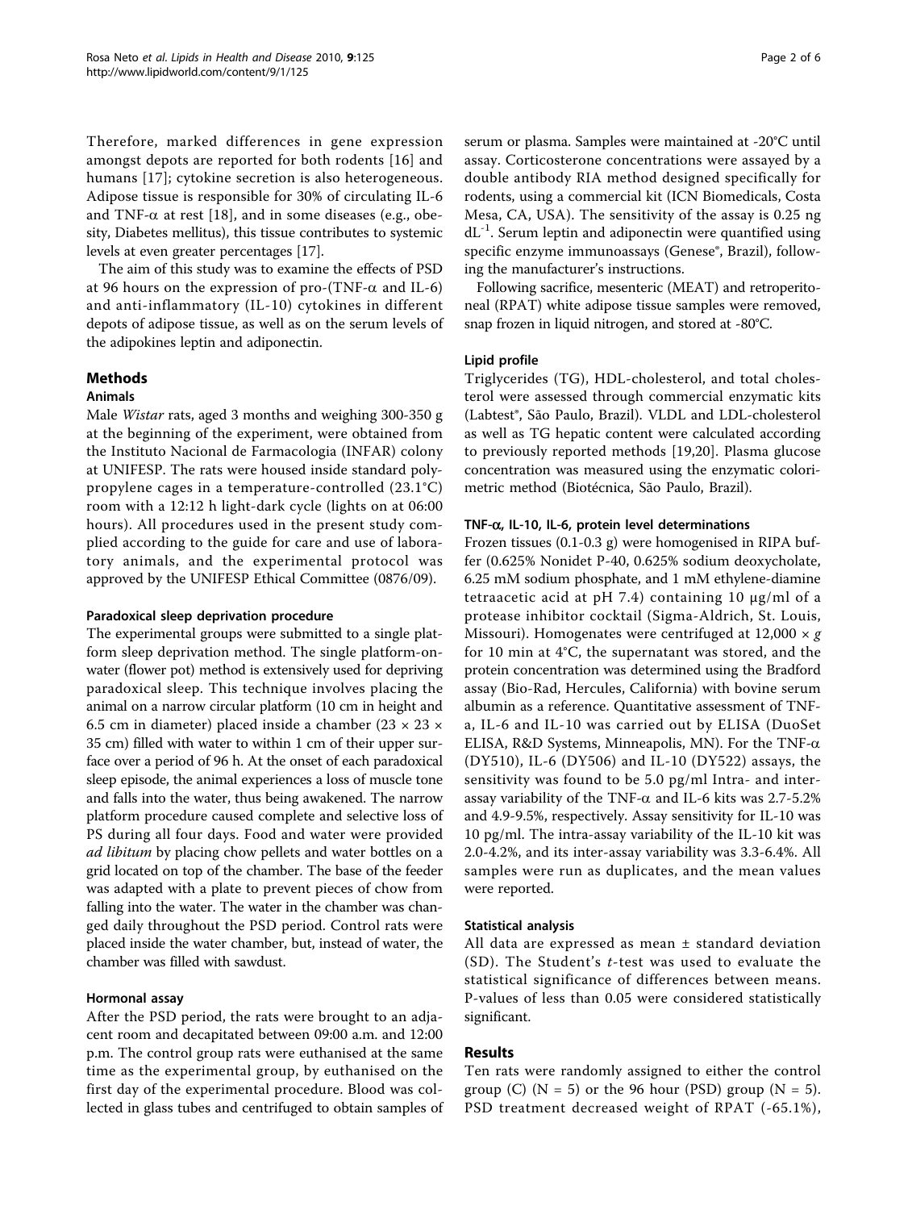Therefore, marked differences in gene expression amongst depots are reported for both rodents [16] and humans [17]; cytokine secretion is also heterogeneous. Adipose tissue is responsible for 30% of circulating IL-6 and TNF-α at rest [18], and in some diseases (e.g., obesity, Diabetes mellitus), this tissue contributes to systemic levels at even greater percentages [17].

The aim of this study was to examine the effects of PSD at 96 hours on the expression of pro-(TNF-α and IL-6) and anti-inflammatory (IL-10) cytokines in different depots of adipose tissue, as well as on the serum levels of the adipokines leptin and adiponectin.

## Methods

### Animals

Male *Wistar* rats, aged 3 months and weighing 300-350 g at the beginning of the experiment, were obtained from the Instituto Nacional de Farmacologia (INFAR) colony at UNIFESP. The rats were housed inside standard polypropylene cages in a temperature-controlled (23.1°C) room with a 12:12 h light-dark cycle (lights on at 06:00 hours). All procedures used in the present study complied according to the guide for care and use of laboratory animals, and the experimental protocol was approved by the UNIFESP Ethical Committee (0876/09).

### Paradoxical sleep deprivation procedure

The experimental groups were submitted to a single platform sleep deprivation method. The single platform-on-water (flower pot) method is extensively used for depriving paradoxical sleep. This technique involves placing the animal on a narrow circular platform (10 cm in height and 6.5 cm in diameter) placed inside a chamber (23 × 23 × 35 cm) filled with water to within 1 cm of their upper surface over a period of 96 h. At the onset of each paradoxical sleep episode, the animal experiences a loss of muscle tone and falls into the water, thus being awakened. The narrow platform procedure caused complete and selective loss of PS during all four days. Food and water were provided *ad libitum* by placing chow pellets and water bottles on a grid located on top of the chamber. The base of the feeder was adapted with a plate to prevent pieces of chow from falling into the water. The water in the chamber was changed daily throughout the PSD period. Control rats were placed inside the water chamber, but, instead of water, the chamber was filled with sawdust.

### Hormonal assay

After the PSD period, the rats were brought to an adjacent room and decapitated between 09:00 a.m. and 12:00 p.m. The control group rats were euthanised at the same time as the experimental group, by euthanised on the first day of the experimental procedure. Blood was collected in glass tubes and centrifuged to obtain samples of serum or plasma. Samples were maintained at -20°C until assay. Corticosterone concentrations were assayed by a double antibody RIA method designed specifically for rodents, using a commercial kit (ICN Biomedicals, Costa Mesa, CA, USA). The sensitivity of the assay is 0.25 ng $dL^{-1}$. Serum leptin and adiponectin were quantified using specific enzyme immunoassays (Genese®, Brazil), following the manufacturer's instructions.

Following sacrifice, mesenteric (MEAT) and retroperitoneal (RPAT) white adipose tissue samples were removed, snap frozen in liquid nitrogen, and stored at -80°C.

### Lipid profile

Triglycerides (TG), HDL-cholesterol, and total cholesterol were assessed through commercial enzymatic kits (Labtest®, São Paulo, Brazil). VLDL and LDL-cholesterol as well as TG hepatic content were calculated according to previously reported methods [19,20]. Plasma glucose concentration was measured using the enzymatic colorimetric method (Biotécnica, São Paulo, Brazil).

### TNF-α, IL-10, IL-6, protein level determinations

Frozen tissues (0.1-0.3 g) were homogenised in RIPA buffer (0.625% Nonidet P-40, 0.625% sodium deoxycholate, 6.25 mM sodium phosphate, and 1 mM ethylene-diamine tetraacetic acid at pH 7.4) containing 10 μg/ml of a protease inhibitor cocktail (Sigma-Aldrich, St. Louis, Missouri). Homogenates were centrifuged at 12,000 × *g* for 10 min at 4°C, the supernatant was stored, and the protein concentration was determined using the Bradford assay (Bio-Rad, Hercules, California) with bovine serum albumin as a reference. Quantitative assessment of TNF-a, IL-6 and IL-10 was carried out by ELISA (DuoSet ELISA, R&D Systems, Minneapolis, MN). For the TNF-α (DY510), IL-6 (DY506) and IL-10 (DY522) assays, the sensitivity was found to be 5.0 pg/ml Intra- and inter-assay variability of the TNF-α and IL-6 kits was 2.7-5.2% and 4.9-9.5%, respectively. Assay sensitivity for IL-10 was 10 pg/ml. The intra-assay variability of the IL-10 kit was 2.0-4.2%, and its inter-assay variability was 3.3-6.4%. All samples were run as duplicates, and the mean values were reported.

### Statistical analysis

All data are expressed as mean ± standard deviation (SD). The Student's *t*-test was used to evaluate the statistical significance of differences between means. P-values of less than 0.05 were considered statistically significant.

## Results

Ten rats were randomly assigned to either the control group (C) (N = 5) or the 96 hour (PSD) group (N = 5). PSD treatment decreased weight of RPAT (-65.1%),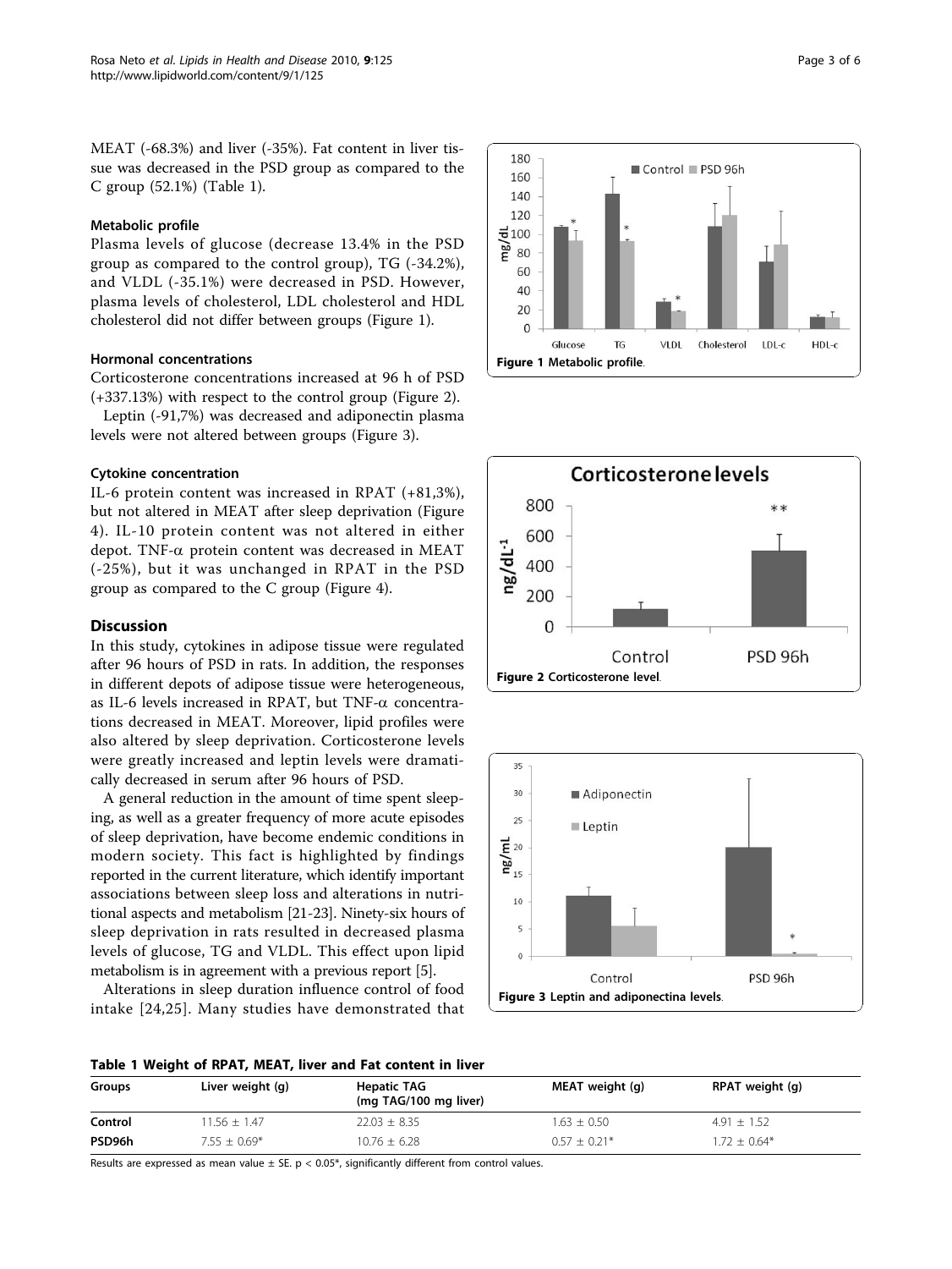MEAT (-68.3%) and liver (-35%). Fat content in liver tissue was decreased in the PSD group as compared to the C group (52.1%) (Table 1).

### Metabolic profile

Plasma levels of glucose (decrease 13.4% in the PSD group as compared to the control group), TG (-34.2%), and VLDL (-35.1%) were decreased in PSD. However, plasma levels of cholesterol, LDL cholesterol and HDL cholesterol did not differ between groups (Figure 1).

### Hormonal concentrations

Corticosterone concentrations increased at 96 h of PSD (+337.13%) with respect to the control group (Figure 2).

Leptin (-91,7%) was decreased and adiponectin plasma levels were not altered between groups (Figure 3).

### Cytokine concentration

IL-6 protein content was increased in RPAT (+81,3%), but not altered in MEAT after sleep deprivation (Figure 4). IL-10 protein content was not altered in either depot. TNF-α protein content was decreased in MEAT (-25%), but it was unchanged in RPAT in the PSD group as compared to the C group (Figure 4).

## Discussion

In this study, cytokines in adipose tissue were regulated after 96 hours of PSD in rats. In addition, the responses in different depots of adipose tissue were heterogeneous, as IL-6 levels increased in RPAT, but TNF-α concentrations decreased in MEAT. Moreover, lipid profiles were also altered by sleep deprivation. Corticosterone levels were greatly increased and leptin levels were dramatically decreased in serum after 96 hours of PSD.

A general reduction in the amount of time spent sleeping, as well as a greater frequency of more acute episodes of sleep deprivation, have become endemic conditions in modern society. This fact is highlighted by findings reported in the current literature, which identify important associations between sleep loss and alterations in nutritional aspects and metabolism [21-23]. Ninety-six hours of sleep deprivation in rats resulted in decreased plasma levels of glucose, TG and VLDL. This effect upon lipid metabolism is in agreement with a previous report [5].

Alterations in sleep duration influence control of food intake [24,25]. Many studies have demonstrated that

**Figure 1** Metabolic profile.

**Figure 2** Corticosterone level.

**Figure 3** Leptin and adiponectina levels.

**Table 1 Weight of RPAT, MEAT, liver and Fat content in liver**

| Groups | Liver weight (g) | Hepatic TAG (mg TAG/100 mg liver) | MEAT weight (g) | RPAT weight (g) |
|---|---|---|---|---|
| Control | 11.56 ± 1.47 | 22.03 ± 8.35 | 1.63 ± 0.50 | 4.91 ± 1.52 |
| PSD96h | 7.55 ± 0.69* | 10.76 ± 6.28 | 0.57 ± 0.21* | 1.72 ± 0.64* |

Results are expressed as mean value ± SE. $p < 0.05$*, significantly different from control values.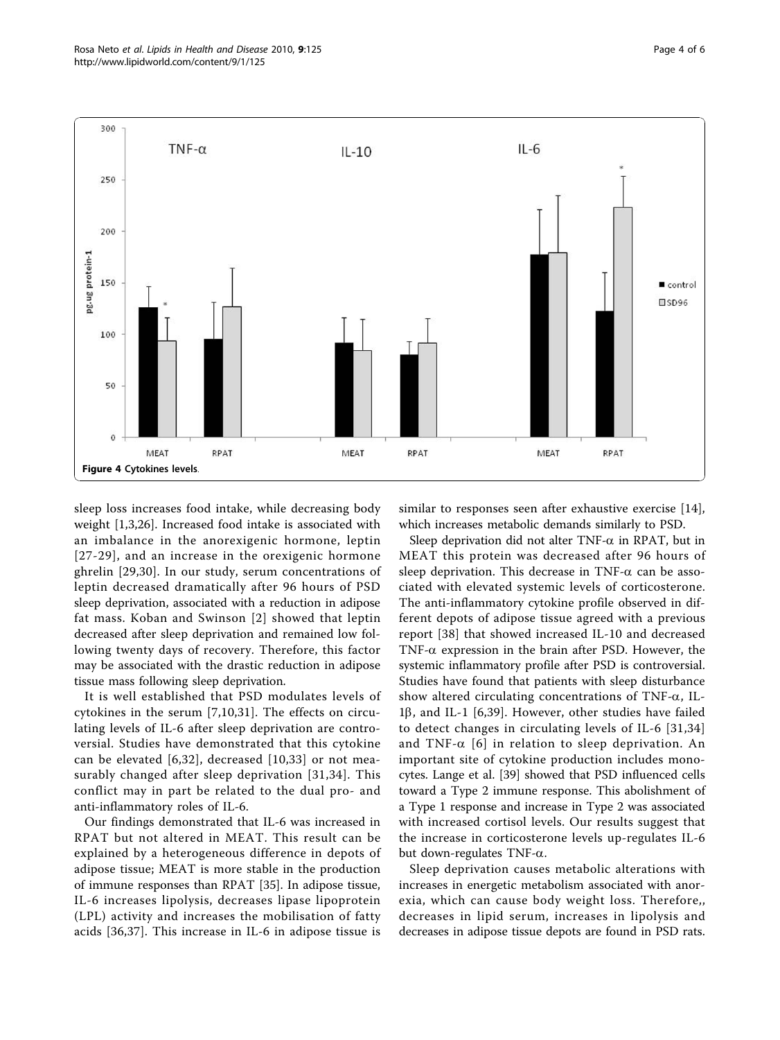Figure 4 Cytokines levels.

sleep loss increases food intake, while decreasing body weight [1,3,26]. Increased food intake is associated with an imbalance in the anorexigenic hormone, leptin [27-29], and an increase in the orexigenic hormone ghrelin [29,30]. In our study, serum concentrations of leptin decreased dramatically after 96 hours of PSD sleep deprivation, associated with a reduction in adipose fat mass. Koban and Swinson [2] showed that leptin decreased after sleep deprivation and remained low following twenty days of recovery. Therefore, this factor may be associated with the drastic reduction in adipose tissue mass following sleep deprivation.

It is well established that PSD modulates levels of cytokines in the serum [7,10,31]. The effects on circulating levels of IL-6 after sleep deprivation are controversial. Studies have demonstrated that this cytokine can be elevated [6,32], decreased [10,33] or not measurably changed after sleep deprivation [31,34]. This conflict may in part be related to the dual pro- and anti-inflammatory roles of IL-6.

Our findings demonstrated that IL-6 was increased in RPAT but not altered in MEAT. This result can be explained by a heterogeneous difference in depots of adipose tissue; MEAT is more stable in the production of immune responses than RPAT [35]. In adipose tissue, IL-6 increases lipolysis, decreases lipase lipoprotein (LPL) activity and increases the mobilisation of fatty acids [36,37]. This increase in IL-6 in adipose tissue is similar to responses seen after exhaustive exercise [14], which increases metabolic demands similarly to PSD.

Sleep deprivation did not alter TNF-α in RPAT, but in MEAT this protein was decreased after 96 hours of sleep deprivation. This decrease in TNF-α can be associated with elevated systemic levels of corticosterone. The anti-inflammatory cytokine profile observed in different depots of adipose tissue agreed with a previous report [38] that showed increased IL-10 and decreased TNF-α expression in the brain after PSD. However, the systemic inflammatory profile after PSD is controversial. Studies have found that patients with sleep disturbance show altered circulating concentrations of TNF-α, IL-1β, and IL-1 [6,39]. However, other studies have failed to detect changes in circulating levels of IL-6 [31,34] and TNF-α [6] in relation to sleep deprivation. An important site of cytokine production includes monocytes. Lange et al. [39] showed that PSD influenced cells toward a Type 2 immune response. This abolishment of a Type 1 response and increase in Type 2 was associated with increased cortisol levels. Our results suggest that the increase in corticosterone levels up-regulates IL-6 but down-regulates TNF-α.

Sleep deprivation causes metabolic alterations with increases in energetic metabolism associated with anorexia, which can cause body weight loss. Therefore,, decreases in lipid serum, increases in lipolysis and decreases in adipose tissue depots are found in PSD rats.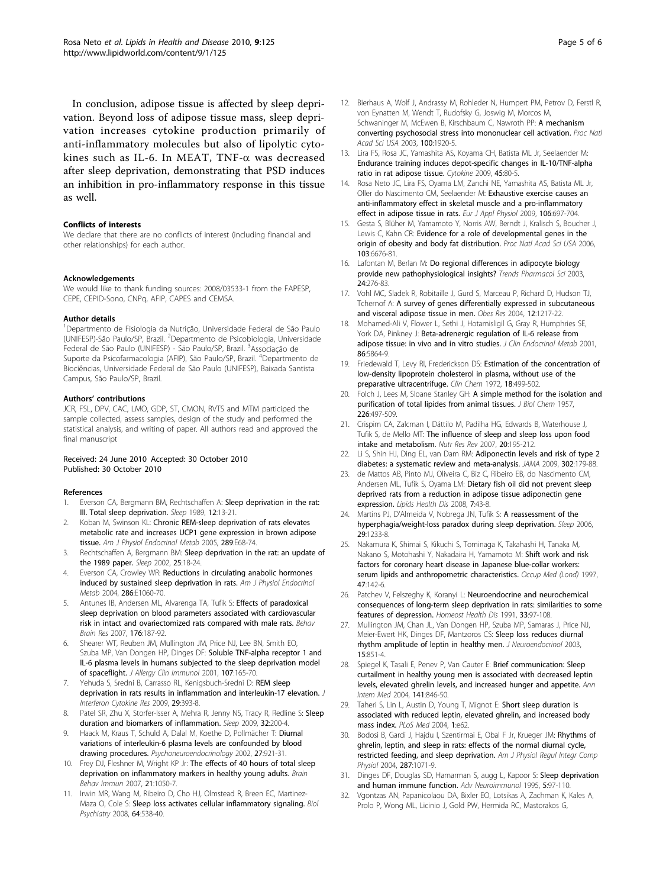In conclusion, adipose tissue is affected by sleep deprivation. Beyond loss of adipose tissue mass, sleep deprivation increases cytokine production primarily of anti-inflammatory molecules but also of lipolytic cytokines such as IL-6. In MEAT, TNF-$\alpha$ was decreased after sleep deprivation, demonstrating that PSD induces an inhibition in pro-inflammatory response in this tissue as well.

#### Conflicts of interests

We declare that there are no conflicts of interest (including financial and other relationships) for each author.

#### Acknowledgements

We would like to thank funding sources: 2008/03533-1 from the FAPESP, CEPE, CEPID-Sono, CNPq, AFIP, CAPES and CEMSA.

#### Author details

[1]Departmento de Fisiologia da Nutrição, Universidade Federal de São Paulo (UNIFESP)-São Paulo/SP, Brazil. [2]Departmento de Psicobiologia, Universidade Federal de São Paulo (UNIFESP) - São Paulo/SP, Brazil. [3]Associação de Suporte da Psicofarmacologia (AFIP), São Paulo/SP, Brazil. [4]Departmento de Biociências, Universidade Federal de São Paulo (UNIFESP), Baixada Santista Campus, São Paulo/SP, Brazil.

#### Authors' contributions

JCR, FSL, DPV, CAC, LMO, GDP, ST, CMON, RVTS and MTM participed the sample collected, assess samples, design of the study and performed the statistical analysis, and writing of paper. All authors read and approved the final manuscript

Received: 24 June 2010 Accepted: 30 October 2010
Published: 30 October 2010

#### References

1. Everson CA, Bergmann BM, Rechtschaffen A: **Sleep deprivation in the rat: III. Total sleep deprivation.** *Sleep* 1989, **12**:13-21.
2. Koban M, Swinson KL: **Chronic REM-sleep deprivation of rats elevates metabolic rate and increases UCP1 gene expression in brown adipose tissue.** *Am J Physiol Endocrinol Metab* 2005, **289**:E68-74.
3. Rechtschaffen A, Bergmann BM: **Sleep deprivation in the rat: an update of the 1989 paper.** *Sleep* 2002, **25**:18-24.
4. Everson CA, Crowley WR: **Reductions in circulating anabolic hormones induced by sustained sleep deprivation in rats.** *Am J Physiol Endocrinol Metab* 2004, **286**:E1060-70.
5. Antunes IB, Andersen ML, Alvarenga TA, Tufik S: **Effects of paradoxical sleep deprivation on blood parameters associated with cardiovascular risk in intact and ovariectomized rats compared with male rats.** *Behav Brain Res* 2007, **176**:187-92.
6. Shearer WT, Reuben JM, Mullington JM, Price NJ, Lee BN, Smith EO, Szuba MP, Van Dongen HP, Dinges DF: **Soluble TNF-alpha receptor 1 and IL-6 plasma levels in humans subjected to the sleep deprivation model of spaceflight.** *J Allergy Clin Immunol* 2001, **107**:165-70.
7. Yehuda S, Sredni B, Carrasso RL, Kenigsbuch-Sredni D: **REM sleep deprivation in rats results in inflammation and interleukin-17 elevation.** *J Interferon Cytokine Res* 2009, **29**:393-8.
8. Patel SR, Zhu X, Storfer-Isser A, Mehra R, Jenny NS, Tracy R, Redline S: **Sleep duration and biomarkers of inflammation.** *Sleep* 2009, **32**:200-4.
9. Haack M, Kraus T, Schuld A, Dalal M, Koethe D, Pollmächer T: **Diurnal variations of interleukin-6 plasma levels are confounded by blood drawing procedures.** *Psychoneuroendocrinology* 2002, **27**:921-31.
10. Frey DJ, Fleshner M, Wright KP Jr: **The effects of 40 hours of total sleep deprivation on inflammatory markers in healthy young adults.** *Brain Behav Immun* 2007, **21**:1050-7.
11. Irwin MR, Wang M, Ribeiro D, Cho HJ, Olmstead R, Breen EC, Martinez-Maza O, Cole S: **Sleep loss activates cellular inflammatory signaling.** *Biol Psychiatry* 2008, **64**:538-40.
12. Bierhaus A, Wolf J, Andrassy M, Rohleder N, Humpert PM, Petrov D, Ferstl R, von Eynatten M, Wendt T, Rudofsky G, Joswig M, Morcos M, Schwaninger M, McEwen B, Kirschbaum C, Nawroth PP: **A mechanism converting psychosocial stress into mononuclear cell activation.** *Proc Natl Acad Sci USA* 2003, **100**:1920-5.
13. Lira FS, Rosa JC, Yamashita AS, Koyama CH, Batista ML Jr, Seelaender M: **Endurance training induces depot-specific changes in IL-10/TNF-alpha ratio in rat adipose tissue.** *Cytokine* 2009, **45**:80-5.
14. Rosa Neto JC, Lira FS, Oyama LM, Zanchi NE, Yamashita AS, Batista ML Jr, Oller do Nascimento CM, Seelaender M: **Exhaustive exercise causes an anti-inflammatory effect in skeletal muscle and a pro-inflammatory effect in adipose tissue in rats.** *Eur J Appl Physiol* 2009, **106**:697-704.
15. Gesta S, Blüher M, Yamamoto Y, Norris AW, Berndt J, Kralisch S, Boucher J, Lewis C, Kahn CR: **Evidence for a role of developmental genes in the origin of obesity and body fat distribution.** *Proc Natl Acad Sci USA* 2006, **103**:6676-81.
16. Lafontan M, Berlan M: **Do regional differences in adipocyte biology provide new pathophysiological insights?** *Trends Pharmacol Sci* 2003, **24**:276-83.
17. Vohl MC, Sladek R, Robitaille J, Gurd S, Marceau P, Richard D, Hudson TJ, Tchernof A: **A survey of genes differentially expressed in subcutaneous and visceral adipose tissue in men.** *Obes Res* 2004, **12**:1217-22.
18. Mohamed-Ali V, Flower L, Sethi J, Hotamisligil G, Gray R, Humphries SE, York DA, Pinkney J: **Beta-adrenergic regulation of IL-6 release from adipose tissue: in vivo and in vitro studies.** *J Clin Endocrinol Metab* 2001, **86**:5864-9.
19. Friedewald T, Levy RI, Frederickson DS: **Estimation of the concentration of low-density lipoprotein cholesterol in plasma, without use of the preparative ultracentrifuge.** *Clin Chem* 1972, **18**:499-502.
20. Folch J, Lees M, Sloane Stanley GH: **A simple method for the isolation and purification of total lipides from animal tissues.** *J Biol Chem* 1957, **226**:497-509.
21. Crispim CA, Zalcman I, Dáttilo M, Padilha HG, Edwards B, Waterhouse J, Tufik S, de Mello MT: **The influence of sleep and sleep loss upon food intake and metabolism.** *Nutr Res Rev* 2007, **20**:195-212.
22. Li S, Shin HJ, Ding EL, van Dam RM: **Adiponectin levels and risk of type 2 diabetes: a systematic review and meta-analysis.** *JAMA* 2009, **302**:179-88.
23. de Mattos AB, Pinto MJ, Oliveira C, Biz C, Ribeiro EB, do Nascimento CM, Andersen ML, Tufik S, Oyama LM: **Dietary fish oil did not prevent sleep deprived rats from a reduction in adipose tissue adiponectin gene expression.** *Lipids Health Dis* 2008, **7**:43-8.
24. Martins PJ, D'Almeida V, Nobrega JN, Tufik S: **A reassessment of the hyperphagia/weight-loss paradox during sleep deprivation.** *Sleep* 2006, **29**:1233-8.
25. Nakamura K, Shimai S, Kikuchi S, Tominaga K, Takahashi H, Tanaka M, Nakano S, Motohashi Y, Nakadaira H, Yamamoto M: **Shift work and risk factors for coronary heart disease in Japanese blue-collar workers: serum lipids and anthropometric characteristics.** *Occup Med (Lond)* 1997, **47**:142-6.
26. Patchev V, Felszeghy K, Koranyi L: **Neuroendocrine and neurochemical consequences of long-term sleep deprivation in rats: similarities to some features of depression.** *Homeost Health Dis* 1991, **33**:97-108.
27. Mullington JM, Chan JL, Van Dongen HP, Szuba MP, Samaras J, Price NJ, Meier-Ewert HK, Dinges DF, Mantzoros CS: **Sleep loss reduces diurnal rhythm amplitude of leptin in healthy men.** *J Neuroendocrinol* 2003, **15**:851-4.
28. Spiegel K, Tasali E, Penev P, Van Cauter E: **Brief communication: Sleep curtailment in healthy young men is associated with decreased leptin levels, elevated ghrelin levels, and increased hunger and appetite.** *Ann Intern Med* 2004, **141**:846-50.
29. Taheri S, Lin L, Austin D, Young T, Mignot E: **Short sleep duration is associated with reduced leptin, elevated ghrelin, and increased body mass index.** *PLoS Med* 2004, **1**:e62.
30. Bodosi B, Gardi J, Hajdu I, Szentirmai E, Obal F Jr, Krueger JM: **Rhythms of ghrelin, leptin, and sleep in rats: effects of the normal diurnal cycle, restricted feeding, and sleep deprivation.** *Am J Physiol Regul Integr Comp Physiol* 2004, **287**:1071-9.
31. Dinges DF, Douglas SD, Hamarman S, augg L, Kapoor S: **Sleep deprivation and human immune function.** *Adv Neuroimmunol* 1995, **5**:97-110.
32. Vgontzas AN, Papanicolaou DA, Bixler EO, Lotsikas A, Zachman K, Kales A, Prolo P, Wong ML, Licinio J, Gold PW, Hermida RC, Mastorakos G,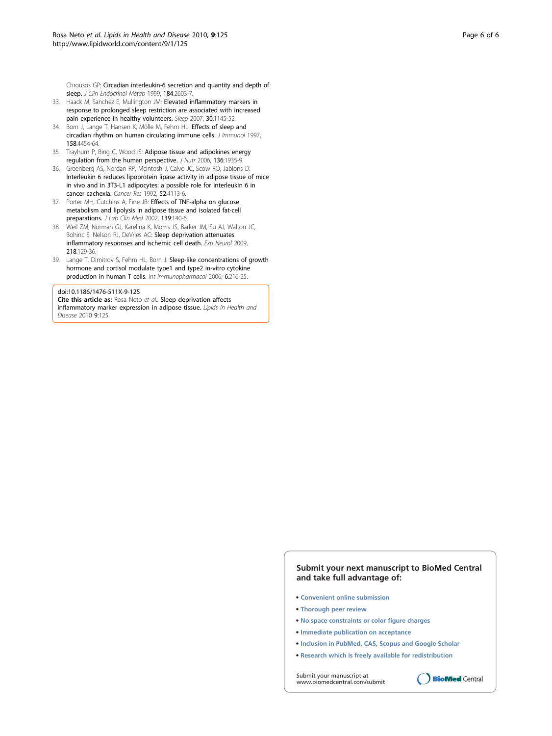Chrousos GP: Circadian interleukin-6 secretion and quantity and depth of sleep. *J Clin Endocrinol Metab* 1999, **184**:2603-7.

33. Haack M, Sanchez E, Mullington JM: Elevated inflammatory markers in response to prolonged sleep restriction are associated with increased pain experience in healthy volunteers. *Sleep* 2007, **30**:1145-52.
34. Born J, Lange T, Hansen K, Mölle M, Fehm HL: Effects of sleep and circadian rhythm on human circulating immune cells. *J Immunol* 1997, **158**:4454-64.
35. Trayhurn P, Bing C, Wood IS: Adipose tissue and adipokines energy regulation from the human perspective. *J Nutr* 2006, **136**:1935-9.
36. Greenberg AS, Nordan RP, McIntosh J, Calvo JC, Scow RO, Jablons D: Interleukin 6 reduces lipoprotein lipase activity in adipose tissue of mice in vivo and in 3T3-L1 adipocytes: a possible role for interleukin 6 in cancer cachexia. *Cancer Res* 1992, **52**:4113-6.
37. Porter MH, Cutchins A, Fine JB: Effects of TNF-alpha on glucose metabolism and lipolysis in adipose tissue and isolated fat-cell preparations. *J Lab Clin Med* 2002, **139**:140-6.
38. Weil ZM, Norman GJ, Karelina K, Morris JS, Barker JM, Su AJ, Walton JC, Bohinc S, Nelson RJ, DeVries AC: Sleep deprivation attenuates inflammatory responses and ischemic cell death. *Exp Neurol* 2009, **218**:129-36.
39. Lange T, Dimitrov S, Fehm HL, Born J: Sleep-like concentrations of growth hormone and cortisol modulate type1 and type2 in-vitro cytokine production in human T cells. *Int Immunopharmacol* 2006, **6**:216-25.

doi:10.1186/1476-511X-9-125
**Cite this article as:** Rosa Neto *et al.*: Sleep deprivation affects inflammatory marker expression in adipose tissue. *Lipids in Health and Disease* 2010 **9**:125.

**Submit your next manuscript to BioMed Central and take full advantage of:**

- Convenient online submission
- Thorough peer review
- No space constraints or color figure charges
- Immediate publication on acceptance
- Inclusion in PubMed, CAS, Scopus and Google Scholar
- Research which is freely available for redistribution

Submit your manuscript at
www.biomedcentral.com/submit

BioMed Central